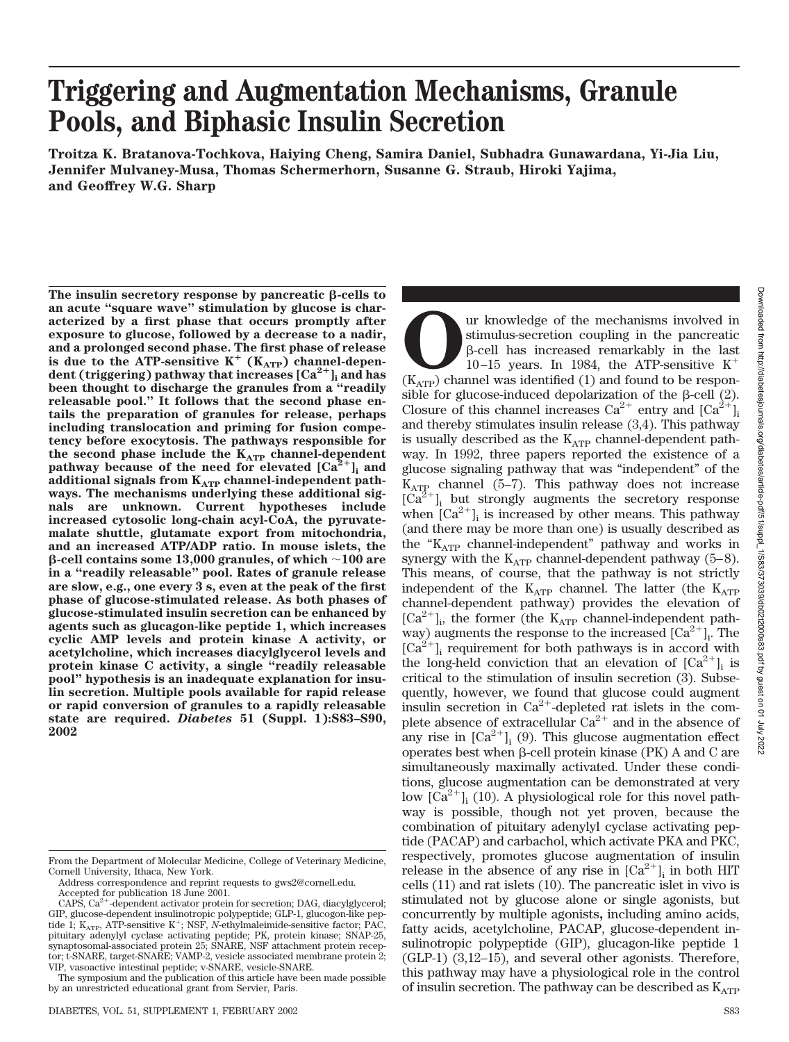# Triggering and Augmentation Mechanisms, Granule Pools, and Biphasic Insulin Secretion

**Troitza K. Bratanova-Tochkova, Haiying Cheng, Samira Daniel, Subhadra Gunawardana, Yi-Jia Liu, Jennifer Mulvaney-Musa, Thomas Schermerhorn, Susanne G. Straub, Hiroki Yajima, and Geoffrey W.G. Sharp**

**The insulin secretory response by pancreatic β-cells to an acute "square wave" stimulation by glucose is characterized by a first phase that occurs promptly after exposure to glucose, followed by a decrease to a nadir, and a prolonged second phase. The first phase of release is due to the ATP-sensitive $K^+$ ($K_{ATP}$) channel-dependent (triggering) pathway that increases $[Ca^{2+}]_i$ and has been thought to discharge the granules from a "readily releasable pool." It follows that the second phase entails the preparation of granules for release, perhaps including translocation and priming for fusion competency before exocytosis. The pathways responsible for the second phase include the $K_{ATP}$ channel-dependent pathway because of the need for elevated $[Ca^{2+}]_i$ and additional signals from $K_{ATP}$ channel-independent pathways. The mechanisms underlying these additional signals are unknown. Current hypotheses include increased cytosolic long-chain acyl-CoA, the pyruvate-malate shuttle, glutamate export from mitochondria, and an increased ATP/ADP ratio. In mouse islets, the β-cell contains some 13,000 granules, of which ~100 are in a "readily releasable" pool. Rates of granule release are slow, e.g., one every 3 s, even at the peak of the first phase of glucose-stimulated release. As both phases of glucose-stimulated insulin secretion can be enhanced by agents such as glucagon-like peptide 1, which increases cyclic AMP levels and protein kinase A activity, or acetylcholine, which increases diacylglycerol levels and protein kinase C activity, a single "readily releasable pool" hypothesis is an inadequate explanation for insulin secretion. Multiple pools available for rapid release or rapid conversion of granules to a rapidly releasable state are required.** ***Diabetes*** **51 (Suppl. 1):S83–S90, 2002**

Our knowledge of the mechanisms involved in stimulus-secretion coupling in the pancreatic β-cell has increased remarkably in the last 10–15 years. In 1984, the ATP-sensitive $K^+$ ($K_{ATP}$) channel was identified (1) and found to be responsible for glucose-induced depolarization of the β-cell (2). Closure of this channel increases $Ca^{2+}$ entry and $[Ca^{2+}]_i$ and thereby stimulates insulin release (3,4). This pathway is usually described as the $K_{ATP}$ channel-dependent pathway. In 1992, three papers reported the existence of a glucose signaling pathway that was "independent" of the $K_{ATP}$ channel (5–7). This pathway does not increase $[Ca^{2+}]_i$ but strongly augments the secretory response when $[Ca^{2+}]_i$ is increased by other means. This pathway (and there may be more than one) is usually described as the "$K_{ATP}$ channel-independent" pathway and works in synergy with the $K_{ATP}$ channel-dependent pathway (5–8). This means, of course, that the pathway is not strictly independent of the $K_{ATP}$ channel. The latter (the $K_{ATP}$ channel-dependent pathway) provides the elevation of $[Ca^{2+}]_i$, the former (the $K_{ATP}$ channel-independent pathway) augments the response to the increased $[Ca^{2+}]_i$. The $[Ca^{2+}]_i$ requirement for both pathways is in accord with the long-held conviction that an elevation of $[Ca^{2+}]_i$ is critical to the stimulation of insulin secretion (3). Subsequently, however, we found that glucose could augment insulin secretion in $Ca^{2+}$-depleted rat islets in the complete absence of extracellular $Ca^{2+}$ and in the absence of any rise in $[Ca^{2+}]_i$ (9). This glucose augmentation effect operates best when β-cell protein kinase (PK) A and C are simultaneously maximally activated. Under these conditions, glucose augmentation can be demonstrated at very low $[Ca^{2+}]_i$ (10). A physiological role for this novel pathway is possible, though not yet proven, because the combination of pituitary adenylyl cyclase activating peptide (PACAP) and carbachol, which activate PKA and PKC, respectively, promotes glucose augmentation of insulin release in the absence of any rise in $[Ca^{2+}]_i$ in both HIT cells (11) and rat islets (10). The pancreatic islet in vivo is stimulated not by glucose alone or single agonists, but concurrently by multiple agonists, including amino acids, fatty acids, acetylcholine, PACAP, glucose-dependent insulinotropic polypeptide (GIP), glucagon-like peptide 1 (GLP-1) (3,12–15), and several other agonists. Therefore, this pathway may have a physiological role in the control of insulin secretion. The pathway can be described as $K_{ATP}$

From the Department of Molecular Medicine, College of Veterinary Medicine, Cornell University, Ithaca, New York.

Address correspondence and reprint requests to gws2@cornell.edu.

Accepted for publication 18 June 2001.

CAPS, $Ca^{2+}$-dependent activator protein for secretion; DAG, diacylglycerol; GIP, glucose-dependent insulinotropic polypeptide; GLP-1, glucagon-like peptide 1; $K_{ATP}$, ATP-sensitive $K^+$; NSF, *N*-ethylmaleimide-sensitive factor; PAC, pituitary adenylyl cyclase activating peptide; PK, protein kinase; SNAP-25, synaptosomal-associated protein 25; SNARE, NSF attachment protein receptor; t-SNARE, target-SNARE; VAMP-2, vesicle associated membrane protein 2; VIP, vasoactive intestinal peptide; v-SNARE, vesicle-SNARE.

The symposium and the publication of this article have been made possible by an unrestricted educational grant from Servier, Paris.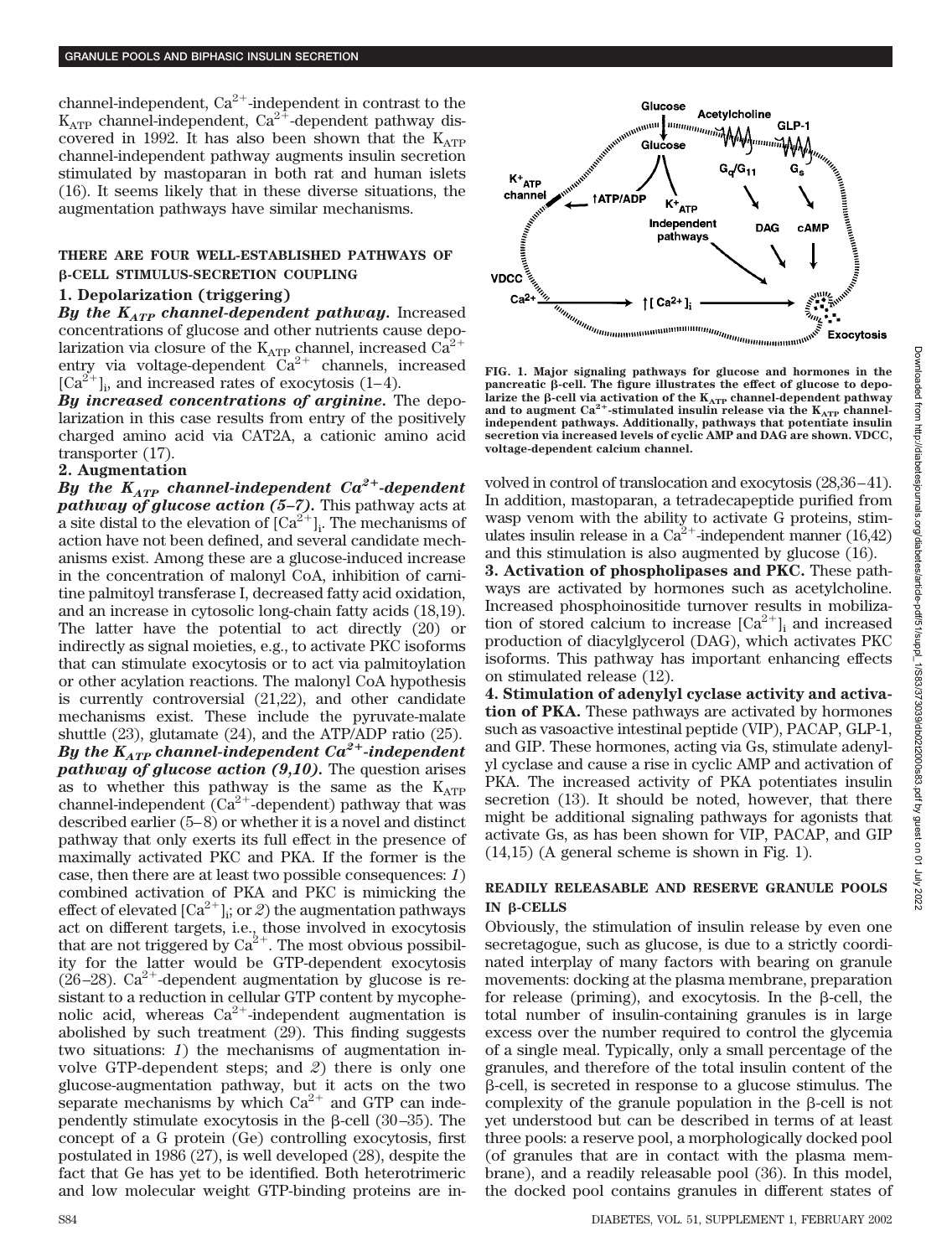channel-independent, $Ca^{2+}$-independent in contrast to the $K_{ATP}$ channel-independent, $Ca^{2+}$-dependent pathway discovered in 1992. It has also been shown that the $K_{ATP}$ channel-independent pathway augments insulin secretion stimulated by mastoparan in both rat and human islets (16). It seems likely that in these diverse situations, the augmentation pathways have similar mechanisms.

## THERE ARE FOUR WELL-ESTABLISHED PATHWAYS OF β-CELL STIMULUS-SECRETION COUPLING

### 1. Depolarization (triggering)

***By the $K_{ATP}$ channel-dependent pathway.*** Increased concentrations of glucose and other nutrients cause depolarization via closure of the $K_{ATP}$ channel, increased $Ca^{2+}$ entry via voltage-dependent $Ca^{2+}$ channels, increased $[Ca^{2+}]_i$, and increased rates of exocytosis (1–4).

***By increased concentrations of arginine.*** The depolarization in this case results from entry of the positively charged amino acid via CAT2A, a cationic amino acid transporter (17).

### 2. Augmentation

***By the $K_{ATP}$ channel-independent $Ca^{2+}$-dependent pathway of glucose action (5–7).*** This pathway acts at a site distal to the elevation of $[Ca^{2+}]_i$. The mechanisms of action have not been defined, and several candidate mechanisms exist. Among these are a glucose-induced increase in the concentration of malonyl CoA, inhibition of carnitine palmitoyl transferase I, decreased fatty acid oxidation, and an increase in cytosolic long-chain fatty acids (18,19). The latter have the potential to act directly (20) or indirectly as signal moieties, e.g., to activate PKC isoforms that can stimulate exocytosis or to act via palmitoylation or other acylation reactions. The malonyl CoA hypothesis is currently controversial (21,22), and other candidate mechanisms exist. These include the pyruvate-malate shuttle (23), glutamate (24), and the ATP/ADP ratio (25).

***By the $K_{ATP}$ channel-independent $Ca^{2+}$-independent pathway of glucose action (9,10).*** The question arises as to whether this pathway is the same as the $K_{ATP}$ channel-independent ($Ca^{2+}$-dependent) pathway that was described earlier (5–8) or whether it is a novel and distinct pathway that only exerts its full effect in the presence of maximally activated PKC and PKA. If the former is the case, then there are at least two possible consequences: *1*) combined activation of PKA and PKC is mimicking the effect of elevated $[Ca^{2+}]_i$; or *2*) the augmentation pathways act on different targets, i.e., those involved in exocytosis that are not triggered by $Ca^{2+}$. The most obvious possibility for the latter would be GTP-dependent exocytosis (26–28). $Ca^{2+}$-dependent augmentation by glucose is resistant to a reduction in cellular GTP content by mycophenolic acid, whereas $Ca^{2+}$-independent augmentation is abolished by such treatment (29). This finding suggests two situations: *1*) the mechanisms of augmentation involve GTP-dependent steps; and *2*) there is only one glucose-augmentation pathway, but it acts on the two separate mechanisms by which $Ca^{2+}$ and GTP can independently stimulate exocytosis in the β-cell (30–35). The concept of a G protein (Ge) controlling exocytosis, first postulated in 1986 (27), is well developed (28), despite the fact that Ge has yet to be identified. Both heterotrimeric and low molecular weight GTP-binding proteins are involved in control of translocation and exocytosis (28,36–41). In addition, mastoparan, a tetradecapeptide purified from wasp venom with the ability to activate G proteins, stimulates insulin release in a $Ca^{2+}$-independent manner (16,42) and this stimulation is also augmented by glucose (16).

**FIG. 1. Major signaling pathways for glucose and hormones in the pancreatic β-cell. The figure illustrates the effect of glucose to depolarize the β-cell via activation of the $K_{ATP}$ channel-dependent pathway and to augment $Ca^{2+}$-stimulated insulin release via the $K_{ATP}$ channel-independent pathways. Additionally, pathways that potentiate insulin secretion via increased levels of cyclic AMP and DAG are shown. VDCC, voltage-dependent calcium channel.**

**3. Activation of phospholipases and PKC.** These pathways are activated by hormones such as acetylcholine. Increased phosphoinositide turnover results in mobilization of stored calcium to increase $[Ca^{2+}]_i$ and increased production of diacylglycerol (DAG), which activates PKC isoforms. This pathway has important enhancing effects on stimulated release (12).

**4. Stimulation of adenylyl cyclase activity and activation of PKA.** These pathways are activated by hormones such as vasoactive intestinal peptide (VIP), PACAP, GLP-1, and GIP. These hormones, acting via Gs, stimulate adenylyl cyclase and cause a rise in cyclic AMP and activation of PKA. The increased activity of PKA potentiates insulin secretion (13). It should be noted, however, that there might be additional signaling pathways for agonists that activate Gs, as has been shown for VIP, PACAP, and GIP (14,15) (A general scheme is shown in Fig. 1).

## READILY RELEASABLE AND RESERVE GRANULE POOLS IN β-CELLS

Obviously, the stimulation of insulin release by even one secretagogue, such as glucose, is due to a strictly coordinated interplay of many factors with bearing on granule movements: docking at the plasma membrane, preparation for release (priming), and exocytosis. In the β-cell, the total number of insulin-containing granules is in large excess over the number required to control the glycemia of a single meal. Typically, only a small percentage of the granules, and therefore of the total insulin content of the β-cell, is secreted in response to a glucose stimulus. The complexity of the granule population in the β-cell is not yet understood but can be described in terms of at least three pools: a reserve pool, a morphologically docked pool (of granules that are in contact with the plasma membrane), and a readily releasable pool (36). In this model, the docked pool contains granules in different states of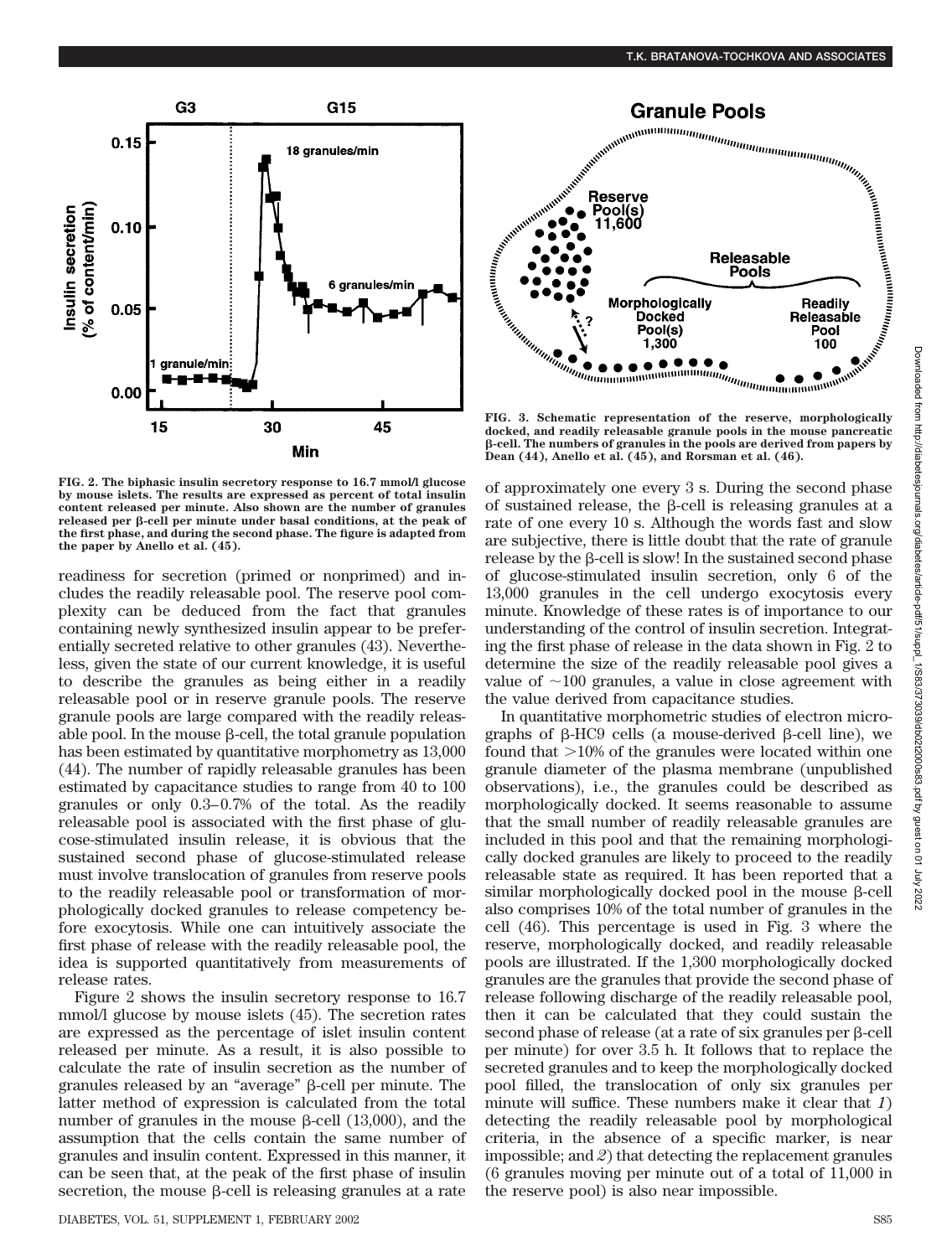FIG. 2. The biphasic insulin secretory response to 16.7 mmol/l glucose by mouse islets. The results are expressed as percent of total insulin content released per minute. Also shown are the number of granules released per β-cell per minute under basal conditions, at the peak of the first phase, and during the second phase. The figure is adapted from the paper by Anello et al. (45).

FIG. 3. Schematic representation of the reserve, morphologically docked, and readily releasable granule pools in the mouse pancreatic β-cell. The numbers of granules in the pools are derived from papers by Dean (44), Anello et al. (45), and Rorsman et al. (46).

readiness for secretion (primed or nonprimed) and includes the readily releasable pool. The reserve pool complexity can be deduced from the fact that granules containing newly synthesized insulin appear to be preferentially secreted relative to other granules (43). Nevertheless, given the state of our current knowledge, it is useful to describe the granules as being either in a readily releasable pool or in reserve granule pools. The reserve granule pools are large compared with the readily releasable pool. In the mouse β-cell, the total granule population has been estimated by quantitative morphometry as 13,000 (44). The number of rapidly releasable granules has been estimated by capacitance studies to range from 40 to 100 granules or only 0.3–0.7% of the total. As the readily releasable pool is associated with the first phase of glucose-stimulated insulin release, it is obvious that the sustained second phase of glucose-stimulated release must involve translocation of granules from reserve pools to the readily releasable pool or transformation of morphologically docked granules to release competency before exocytosis. While one can intuitively associate the first phase of release with the readily releasable pool, the idea is supported quantitatively from measurements of release rates.

Figure 2 shows the insulin secretory response to 16.7 mmol/l glucose by mouse islets (45). The secretion rates are expressed as the percentage of islet insulin content released per minute. As a result, it is also possible to calculate the rate of insulin secretion as the number of granules released by an "average" β-cell per minute. The latter method of expression is calculated from the total number of granules in the mouse β-cell (13,000), and the assumption that the cells contain the same number of granules and insulin content. Expressed in this manner, it can be seen that, at the peak of the first phase of insulin secretion, the mouse β-cell is releasing granules at a rate of approximately one every 3 s. During the second phase of sustained release, the β-cell is releasing granules at a rate of one every 10 s. Although the words fast and slow are subjective, there is little doubt that the rate of granule release by the β-cell is slow! In the sustained second phase of glucose-stimulated insulin secretion, only 6 of the 13,000 granules in the cell undergo exocytosis every minute. Knowledge of these rates is of importance to our understanding of the control of insulin secretion. Integrating the first phase of release in the data shown in Fig. 2 to determine the size of the readily releasable pool gives a value of ~100 granules, a value in close agreement with the value derived from capacitance studies.

In quantitative morphometric studies of electron micrographs of β-HC9 cells (a mouse-derived β-cell line), we found that >10% of the granules were located within one granule diameter of the plasma membrane (unpublished observations), i.e., the granules could be described as morphologically docked. It seems reasonable to assume that the small number of readily releasable granules are included in this pool and that the remaining morphologically docked granules are likely to proceed to the readily releasable state as required. It has been reported that a similar morphologically docked pool in the mouse β-cell also comprises 10% of the total number of granules in the cell (46). This percentage is used in Fig. 3 where the reserve, morphologically docked, and readily releasable pools are illustrated. If the 1,300 morphologically docked granules are the granules that provide the second phase of release following discharge of the readily releasable pool, then it can be calculated that they could sustain the second phase of release (at a rate of six granules per β-cell per minute) for over 3.5 h. It follows that to replace the secreted granules and to keep the morphologically docked pool filled, the translocation of only six granules per minute will suffice. These numbers make it clear that *1*) detecting the readily releasable pool by morphological criteria, in the absence of a specific marker, is near impossible; and *2*) that detecting the replacement granules (6 granules moving per minute out of a total of 11,000 in the reserve pool) is also near impossible.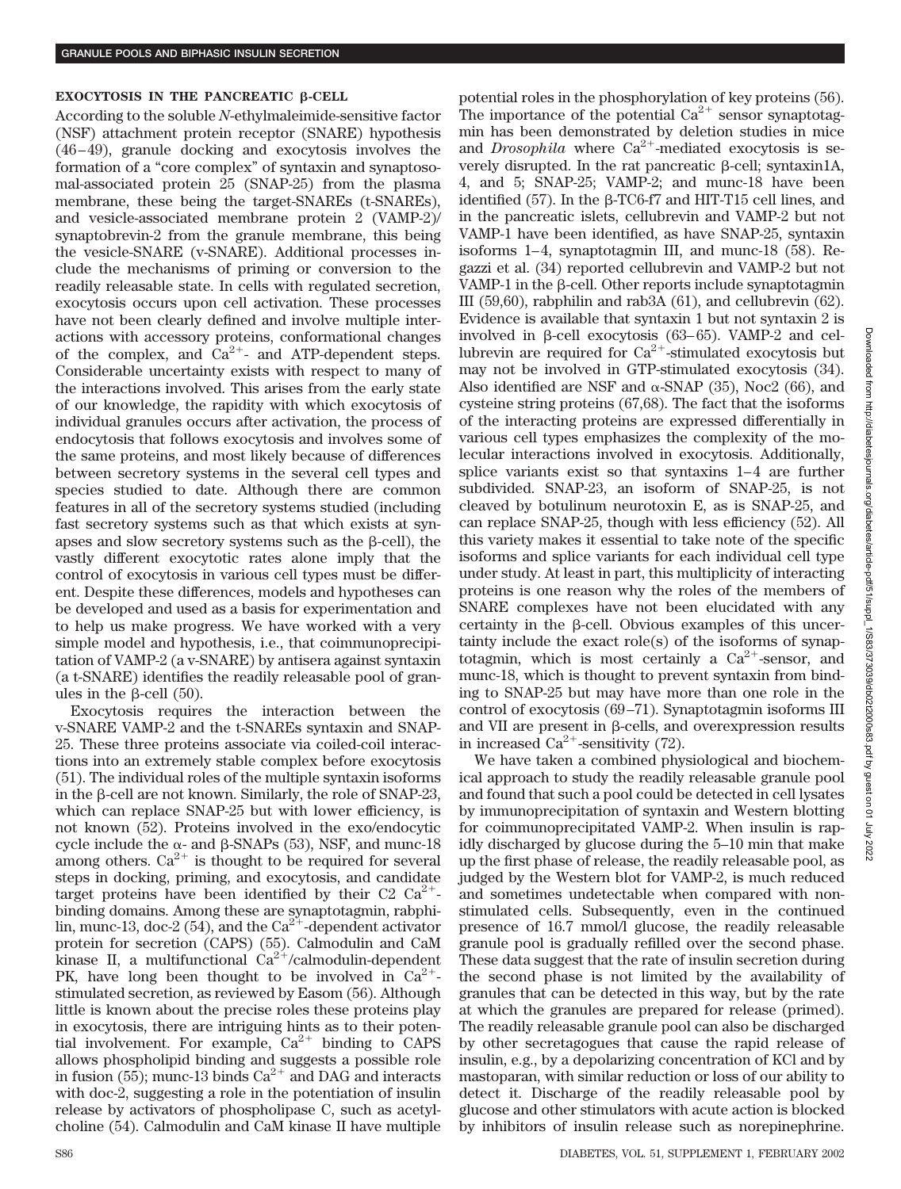## EXOCYTOSIS IN THE PANCREATIC β-CELL

According to the soluble *N*-ethylmaleimide-sensitive factor (NSF) attachment protein receptor (SNARE) hypothesis (46–49), granule docking and exocytosis involves the formation of a "core complex" of syntaxin and synaptosomal-associated protein 25 (SNAP-25) from the plasma membrane, these being the target-SNAREs (t-SNAREs), and vesicle-associated membrane protein 2 (VAMP-2)/ synaptobrevin-2 from the granule membrane, this being the vesicle-SNARE (v-SNARE). Additional processes include the mechanisms of priming or conversion to the readily releasable state. In cells with regulated secretion, exocytosis occurs upon cell activation. These processes have not been clearly defined and involve multiple interactions with accessory proteins, conformational changes of the complex, and $Ca^{2+}$- and ATP-dependent steps. Considerable uncertainty exists with respect to many of the interactions involved. This arises from the early state of our knowledge, the rapidity with which exocytosis of individual granules occurs after activation, the process of endocytosis that follows exocytosis and involves some of the same proteins, and most likely because of differences between secretory systems in the several cell types and species studied to date. Although there are common features in all of the secretory systems studied (including fast secretory systems such as that which exists at synapses and slow secretory systems such as the β-cell), the vastly different exocytotic rates alone imply that the control of exocytosis in various cell types must be different. Despite these differences, models and hypotheses can be developed and used as a basis for experimentation and to help us make progress. We have worked with a very simple model and hypothesis, i.e., that coimmunoprecipitation of VAMP-2 (a v-SNARE) by antisera against syntaxin (a t-SNARE) identifies the readily releasable pool of granules in the β-cell (50).

Exocytosis requires the interaction between the v-SNARE VAMP-2 and the t-SNAREs syntaxin and SNAP-25. These three proteins associate via coiled-coil interactions into an extremely stable complex before exocytosis (51). The individual roles of the multiple syntaxin isoforms in the β-cell are not known. Similarly, the role of SNAP-23, which can replace SNAP-25 but with lower efficiency, is not known (52). Proteins involved in the exo/endocytic cycle include the α- and β-SNAPs (53), NSF, and munc-18 among others. $Ca^{2+}$ is thought to be required for several steps in docking, priming, and exocytosis, and candidate target proteins have been identified by their C2 $Ca^{2+}$-binding domains. Among these are synaptotagmin, rabphilin, munc-13, doc-2 (54), and the $Ca^{2+}$-dependent activator protein for secretion (CAPS) (55). Calmodulin and CaM kinase II, a multifunctional $Ca^{2+}$/calmodulin-dependent PK, have long been thought to be involved in $Ca^{2+}$-stimulated secretion, as reviewed by Easom (56). Although little is known about the precise roles these proteins play in exocytosis, there are intriguing hints as to their potential involvement. For example, $Ca^{2+}$ binding to CAPS allows phospholipid binding and suggests a possible role in fusion (55); munc-13 binds $Ca^{2+}$ and DAG and interacts with doc-2, suggesting a role in the potentiation of insulin release by activators of phospholipase C, such as acetylcholine (54). Calmodulin and CaM kinase II have multiple potential roles in the phosphorylation of key proteins (56). The importance of the potential $Ca^{2+}$ sensor synaptotagmin has been demonstrated by deletion studies in mice and *Drosophila* where $Ca^{2+}$-mediated exocytosis is severely disrupted. In the rat pancreatic β-cell; syntaxin1A, 4, and 5; SNAP-25; VAMP-2; and munc-18 have been identified (57). In the β-TC6-f7 and HIT-T15 cell lines, and in the pancreatic islets, cellubrevin and VAMP-2 but not VAMP-1 have been identified, as have SNAP-25, syntaxin isoforms 1–4, synaptotagmin III, and munc-18 (58). Regazzi et al. (34) reported cellubrevin and VAMP-2 but not VAMP-1 in the β-cell. Other reports include synaptotagmin III (59,60), rabphilin and rab3A (61), and cellubrevin (62). Evidence is available that syntaxin 1 but not syntaxin 2 is involved in β-cell exocytosis (63–65). VAMP-2 and cellubrevin are required for $Ca^{2+}$-stimulated exocytosis but may not be involved in GTP-stimulated exocytosis (34). Also identified are NSF and α-SNAP (35), Noc2 (66), and cysteine string proteins (67,68). The fact that the isoforms of the interacting proteins are expressed differentially in various cell types emphasizes the complexity of the molecular interactions involved in exocytosis. Additionally, splice variants exist so that syntaxins 1–4 are further subdivided. SNAP-23, an isoform of SNAP-25, is not cleaved by botulinum neurotoxin E, as is SNAP-25, and can replace SNAP-25, though with less efficiency (52). All this variety makes it essential to take note of the specific isoforms and splice variants for each individual cell type under study. At least in part, this multiplicity of interacting proteins is one reason why the roles of the members of SNARE complexes have not been elucidated with any certainty in the β-cell. Obvious examples of this uncertainty include the exact role(s) of the isoforms of synaptotagmin, which is most certainly a $Ca^{2+}$-sensor, and munc-18, which is thought to prevent syntaxin from binding to SNAP-25 but may have more than one role in the control of exocytosis (69–71). Synaptotagmin isoforms III and VII are present in β-cells, and overexpression results in increased $Ca^{2+}$-sensitivity (72).

We have taken a combined physiological and biochemical approach to study the readily releasable granule pool and found that such a pool could be detected in cell lysates by immunoprecipitation of syntaxin and Western blotting for coimmunoprecipitated VAMP-2. When insulin is rapidly discharged by glucose during the 5–10 min that make up the first phase of release, the readily releasable pool, as judged by the Western blot for VAMP-2, is much reduced and sometimes undetectable when compared with nonstimulated cells. Subsequently, even in the continued presence of 16.7 mmol/l glucose, the readily releasable granule pool is gradually refilled over the second phase. These data suggest that the rate of insulin secretion during the second phase is not limited by the availability of granules that can be detected in this way, but by the rate at which the granules are prepared for release (primed). The readily releasable granule pool can also be discharged by other secretagogues that cause the rapid release of insulin, e.g., by a depolarizing concentration of KCl and by mastoparan, with similar reduction or loss of our ability to detect it. Discharge of the readily releasable pool by glucose and other stimulators with acute action is blocked by inhibitors of insulin release such as norepinephrine.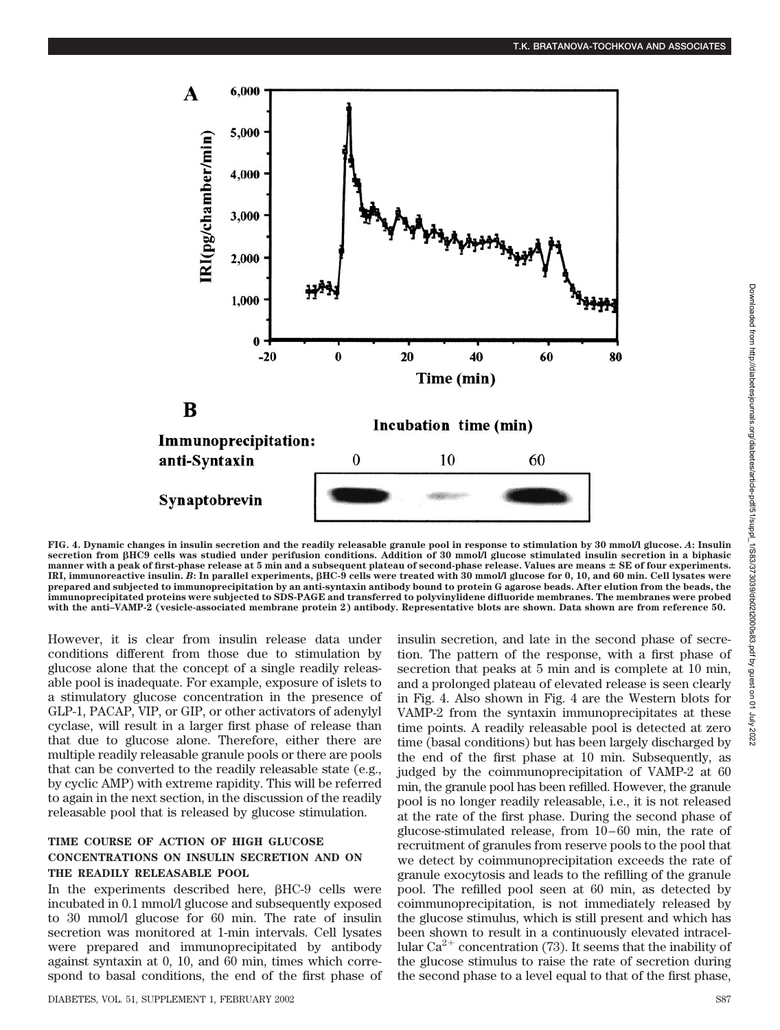FIG. 4. Dynamic changes in insulin secretion and the readily releasable granule pool in response to stimulation by 30 mmol/l glucose. *A*: Insulin secretion from βHC9 cells was studied under perifusion conditions. Addition of 30 mmol/l glucose stimulated insulin secretion in a biphasic manner with a peak of first-phase release at 5 min and a subsequent plateau of second-phase release. Values are means ± SE of four experiments. IRI, immunoreactive insulin. *B*: In parallel experiments, βHC-9 cells were treated with 30 mmol/l glucose for 0, 10, and 60 min. Cell lysates were prepared and subjected to immunoprecipitation by an anti-syntaxin antibody bound to protein G agarose beads. After elution from the beads, the immunoprecipitated proteins were subjected to SDS-PAGE and transferred to polyvinylidene difluoride membranes. The membranes were probed with the anti–VAMP-2 (vesicle-associated membrane protein 2) antibody. Representative blots are shown. Data shown are from reference 50.

However, it is clear from insulin release data under conditions different from those due to stimulation by glucose alone that the concept of a single readily releasable pool is inadequate. For example, exposure of islets to a stimulatory glucose concentration in the presence of GLP-1, PACAP, VIP, or GIP, or other activators of adenylyl cyclase, will result in a larger first phase of release than that due to glucose alone. Therefore, either there are multiple readily releasable granule pools or there are pools that can be converted to the readily releasable state (e.g., by cyclic AMP) with extreme rapidity. This will be referred to again in the next section, in the discussion of the readily releasable pool that is released by glucose stimulation.

## TIME COURSE OF ACTION OF HIGH GLUCOSE CONCENTRATIONS ON INSULIN SECRETION AND ON THE READILY RELEASABLE POOL

In the experiments described here, βHC-9 cells were incubated in 0.1 mmol/l glucose and subsequently exposed to 30 mmol/l glucose for 60 min. The rate of insulin secretion was monitored at 1-min intervals. Cell lysates were prepared and immunoprecipitated by antibody against syntaxin at 0, 10, and 60 min, times which correspond to basal conditions, the end of the first phase of insulin secretion, and late in the second phase of secretion. The pattern of the response, with a first phase of secretion that peaks at 5 min and is complete at 10 min, and a prolonged plateau of elevated release is seen clearly in Fig. 4. Also shown in Fig. 4 are the Western blots for VAMP-2 from the syntaxin immunoprecipitates at these time points. A readily releasable pool is detected at zero time (basal conditions) but has been largely discharged by the end of the first phase at 10 min. Subsequently, as judged by the coimmunoprecipitation of VAMP-2 at 60 min, the granule pool has been refilled. However, the granule pool is no longer readily releasable, i.e., it is not released at the rate of the first phase. During the second phase of glucose-stimulated release, from 10–60 min, the rate of recruitment of granules from reserve pools to the pool that we detect by coimmunoprecipitation exceeds the rate of granule exocytosis and leads to the refilling of the granule pool. The refilled pool seen at 60 min, as detected by coimmunoprecipitation, is not immediately released by the glucose stimulus, which is still present and which has been shown to result in a continuously elevated intracellular $Ca^{2+}$ concentration (73). It seems that the inability of the glucose stimulus to raise the rate of secretion during the second phase to a level equal to that of the first phase,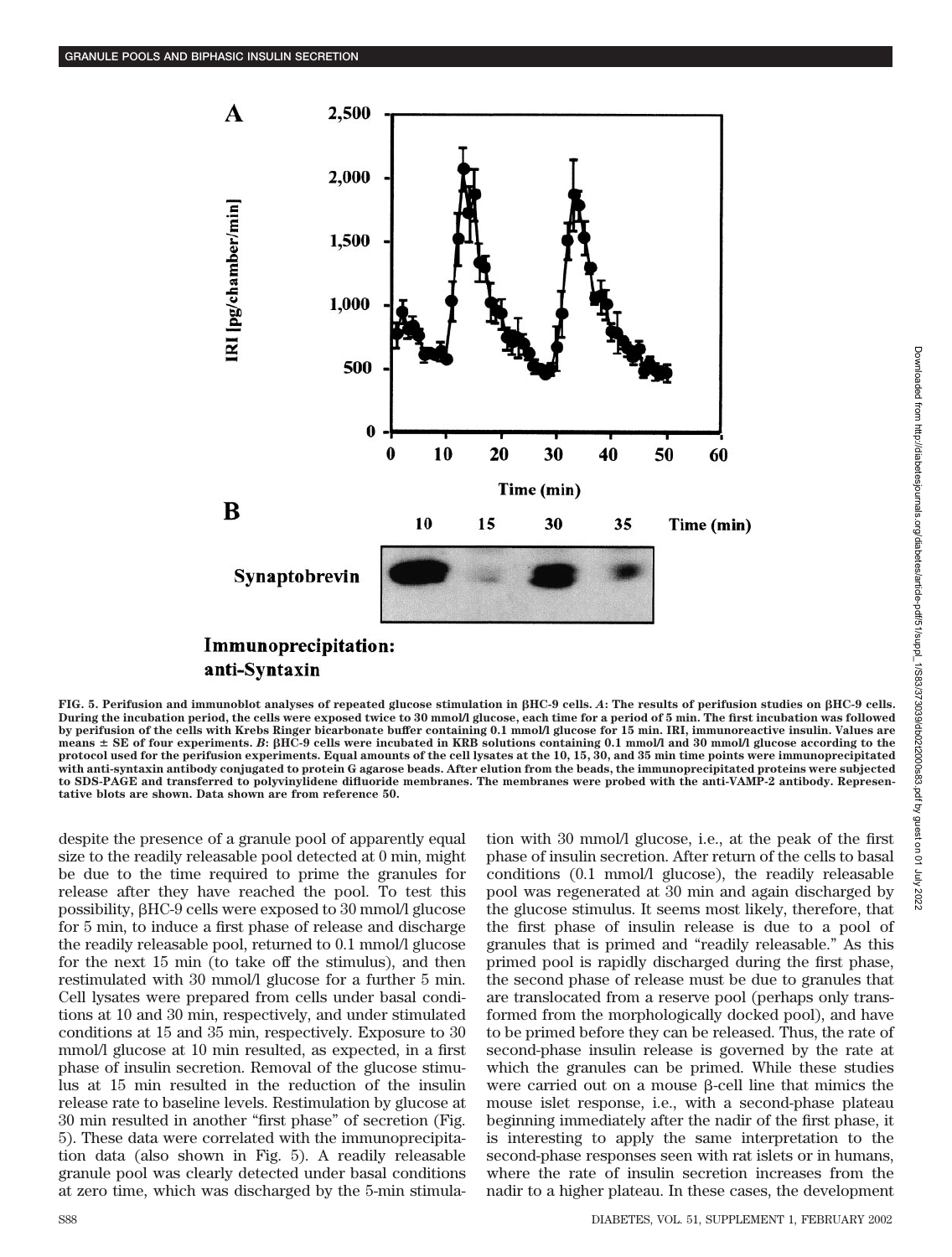FIG. 5. Perifusion and immunoblot analyses of repeated glucose stimulation in βHC-9 cells. *A*: The results of perifusion studies on βHC-9 cells. During the incubation period, the cells were exposed twice to 30 mmol/l glucose, each time for a period of 5 min. The first incubation was followed by perifusion of the cells with Krebs Ringer bicarbonate buffer containing 0.1 mmol/l glucose for 15 min. IRI, immunoreactive insulin. Values are means ± SE of four experiments. *B*: βHC-9 cells were incubated in KRB solutions containing 0.1 mmol/l and 30 mmol/l glucose according to the protocol used for the perifusion experiments. Equal amounts of the cell lysates at the 10, 15, 30, and 35 min time points were immunoprecipitated with anti-syntaxin antibody conjugated to protein G agarose beads. After elution from the beads, the immunoprecipitated proteins were subjected to SDS-PAGE and transferred to polyvinylidene difluoride membranes. The membranes were probed with the anti-VAMP-2 antibody. Representative blots are shown. Data shown are from reference 50.

despite the presence of a granule pool of apparently equal size to the readily releasable pool detected at 0 min, might be due to the time required to prime the granules for release after they have reached the pool. To test this possibility, βHC-9 cells were exposed to 30 mmol/l glucose for 5 min, to induce a first phase of release and discharge the readily releasable pool, returned to 0.1 mmol/l glucose for the next 15 min (to take off the stimulus), and then restimulated with 30 mmol/l glucose for a further 5 min. Cell lysates were prepared from cells under basal conditions at 10 and 30 min, respectively, and under stimulated conditions at 15 and 35 min, respectively. Exposure to 30 mmol/l glucose at 10 min resulted, as expected, in a first phase of insulin secretion. Removal of the glucose stimulus at 15 min resulted in the reduction of the insulin release rate to baseline levels. Restimulation by glucose at 30 min resulted in another "first phase" of secretion (Fig. 5). These data were correlated with the immunoprecipitation data (also shown in Fig. 5). A readily releasable granule pool was clearly detected under basal conditions at zero time, which was discharged by the 5-min stimulation with 30 mmol/l glucose, i.e., at the peak of the first phase of insulin secretion. After return of the cells to basal conditions (0.1 mmol/l glucose), the readily releasable pool was regenerated at 30 min and again discharged by the glucose stimulus. It seems most likely, therefore, that the first phase of insulin release is due to a pool of granules that is primed and "readily releasable." As this primed pool is rapidly discharged during the first phase, the second phase of release must be due to granules that are translocated from a reserve pool (perhaps only transformed from the morphologically docked pool), and have to be primed before they can be released. Thus, the rate of second-phase insulin release is governed by the rate at which the granules can be primed. While these studies were carried out on a mouse β-cell line that mimics the mouse islet response, i.e., with a second-phase plateau beginning immediately after the nadir of the first phase, it is interesting to apply the same interpretation to the second-phase responses seen with rat islets or in humans, where the rate of insulin secretion increases from the nadir to a higher plateau. In these cases, the development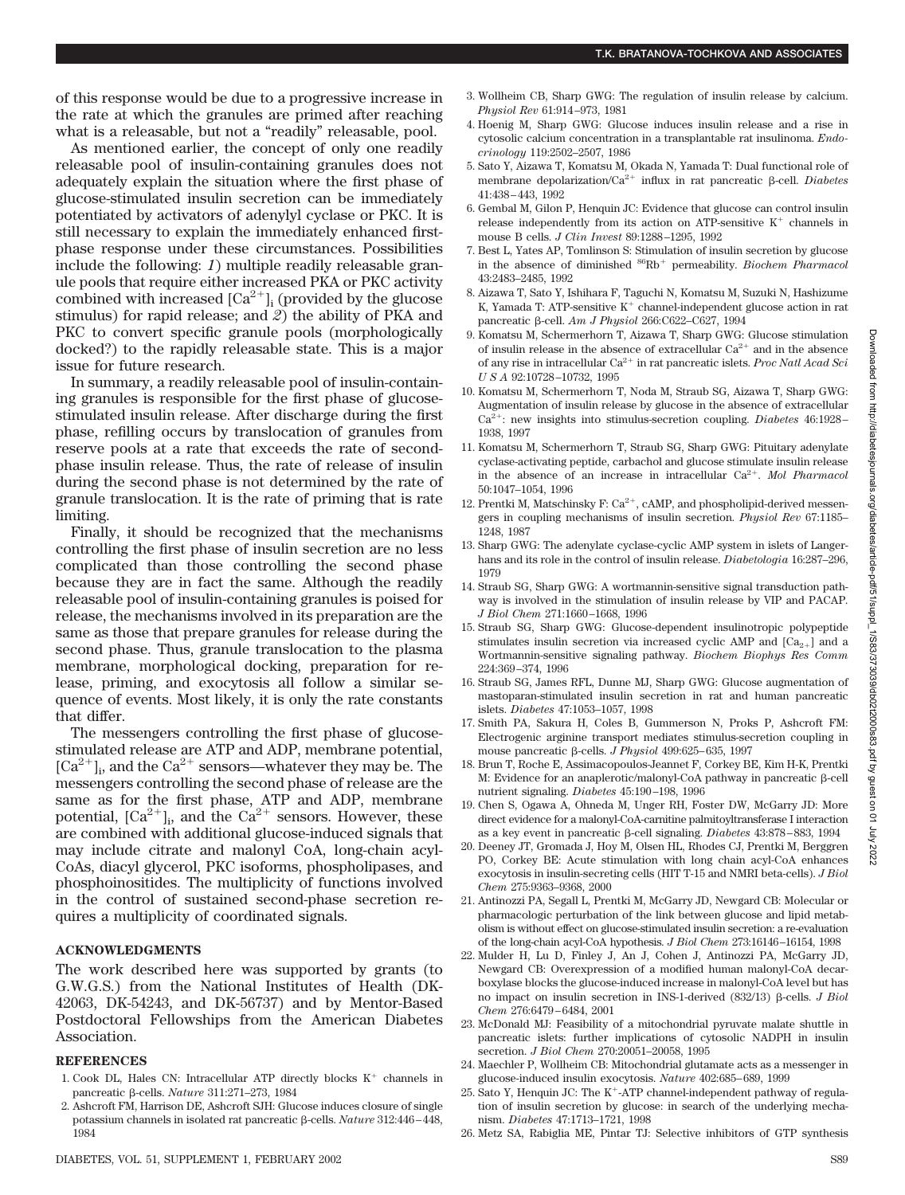of this response would be due to a progressive increase in the rate at which the granules are primed after reaching what is a releasable, but not a "readily" releasable, pool.

As mentioned earlier, the concept of only one readily releasable pool of insulin-containing granules does not adequately explain the situation where the first phase of glucose-stimulated insulin secretion can be immediately potentiated by activators of adenylyl cyclase or PKC. It is still necessary to explain the immediately enhanced first-phase response under these circumstances. Possibilities include the following: *1*) multiple readily releasable granule pools that require either increased PKA or PKC activity combined with increased $[Ca^{2+}]_i$ (provided by the glucose stimulus) for rapid release; and *2*) the ability of PKA and PKC to convert specific granule pools (morphologically docked?) to the rapidly releasable state. This is a major issue for future research.

In summary, a readily releasable pool of insulin-containing granules is responsible for the first phase of glucose-stimulated insulin release. After discharge during the first phase, refilling occurs by translocation of granules from reserve pools at a rate that exceeds the rate of second-phase insulin release. Thus, the rate of release of insulin during the second phase is not determined by the rate of granule translocation. It is the rate of priming that is rate limiting.

Finally, it should be recognized that the mechanisms controlling the first phase of insulin secretion are no less complicated than those controlling the second phase because they are in fact the same. Although the readily releasable pool of insulin-containing granules is poised for release, the mechanisms involved in its preparation are the same as those that prepare granules for release during the second phase. Thus, granule translocation to the plasma membrane, morphological docking, preparation for release, priming, and exocytosis all follow a similar sequence of events. Most likely, it is only the rate constants that differ.

The messengers controlling the first phase of glucose-stimulated release are ATP and ADP, membrane potential, $[Ca^{2+}]_i$, and the $Ca^{2+}$ sensors—whatever they may be. The messengers controlling the second phase of release are the same as for the first phase, ATP and ADP, membrane potential, $[Ca^{2+}]_i$, and the $Ca^{2+}$ sensors. However, these are combined with additional glucose-induced signals that may include citrate and malonyl CoA, long-chain acyl-CoAs, diacyl glycerol, PKC isoforms, phospholipases, and phosphoinositides. The multiplicity of functions involved in the control of sustained second-phase secretion requires a multiplicity of coordinated signals.

## ACKNOWLEDGMENTS

The work described here was supported by grants (to G.W.G.S.) from the National Institutes of Health (DK-42063, DK-54243, and DK-56737) and by Mentor-Based Postdoctoral Fellowships from the American Diabetes Association.

## REFERENCES

1. Cook DL, Hales CN: Intracellular ATP directly blocks $K^+$ channels in pancreatic β-cells. *Nature* 311:271–273, 1984
2. Ashcroft FM, Harrison DE, Ashcroft SJH: Glucose induces closure of single potassium channels in isolated rat pancreatic β-cells. *Nature* 312:446–448, 1984
3. Wollheim CB, Sharp GWG: The regulation of insulin release by calcium. *Physiol Rev* 61:914–973, 1981
4. Hoenig M, Sharp GWG: Glucose induces insulin release and a rise in cytosolic calcium concentration in a transplantable rat insulinoma. *Endocrinology* 119:2502–2507, 1986
5. Sato Y, Aizawa T, Komatsu M, Okada N, Yamada T: Dual functional role of membrane depolarization/$Ca^{2+}$ influx in rat pancreatic β-cell. *Diabetes* 41:438–443, 1992
6. Gembal M, Gilon P, Henquin JC: Evidence that glucose can control insulin release independently from its action on ATP-sensitive $K^+$ channels in mouse B cells. *J Clin Invest* 89:1288–1295, 1992
7. Best L, Yates AP, Tomlinson S: Stimulation of insulin secretion by glucose in the absence of diminished $^{86}Rb^+$ permeability. *Biochem Pharmacol* 43:2483–2485, 1992
8. Aizawa T, Sato Y, Ishihara F, Taguchi N, Komatsu M, Suzuki N, Hashizume K, Yamada T: ATP-sensitive $K^+$ channel-independent glucose action in rat pancreatic β-cell. *Am J Physiol* 266:C622–C627, 1994
9. Komatsu M, Schermerhorn T, Aizawa T, Sharp GWG: Glucose stimulation of insulin release in the absence of extracellular $Ca^{2+}$ and in the absence of any rise in intracellular $Ca^{2+}$ in rat pancreatic islets. *Proc Natl Acad Sci U S A* 92:10728–10732, 1995
10. Komatsu M, Schermerhorn T, Noda M, Straub SG, Aizawa T, Sharp GWG: Augmentation of insulin release by glucose in the absence of extracellular $Ca^{2+}$: new insights into stimulus-secretion coupling. *Diabetes* 46:1928–1938, 1997
11. Komatsu M, Schermerhorn T, Straub SG, Sharp GWG: Pituitary adenylate cyclase-activating peptide, carbachol and glucose stimulate insulin release in the absence of an increase in intracellular $Ca^{2+}$. *Mol Pharmacol* 50:1047–1054, 1996
12. Prentki M, Matschinsky F: $Ca^{2+}$, cAMP, and phospholipid-derived messengers in coupling mechanisms of insulin secretion. *Physiol Rev* 67:1185–1248, 1987
13. Sharp GWG: The adenylate cyclase-cyclic AMP system in islets of Langerhans and its role in the control of insulin release. *Diabetologia* 16:287–296, 1979
14. Straub SG, Sharp GWG: A wortmannin-sensitive signal transduction pathway is involved in the stimulation of insulin release by VIP and PACAP. *J Biol Chem* 271:1660–1668, 1996
15. Straub SG, Sharp GWG: Glucose-dependent insulinotropic polypeptide stimulates insulin secretion via increased cyclic AMP and $[Ca_{2+}]$ and a Wortmannin-sensitive signaling pathway. *Biochem Biophys Res Comm* 224:369–374, 1996
16. Straub SG, James RFL, Dunne MJ, Sharp GWG: Glucose augmentation of mastoparan-stimulated insulin secretion in rat and human pancreatic islets. *Diabetes* 47:1053–1057, 1998
17. Smith PA, Sakura H, Coles B, Gummerson N, Proks P, Ashcroft FM: Electrogenic arginine transport mediates stimulus-secretion coupling in mouse pancreatic β-cells. *J Physiol* 499:625–635, 1997
18. Brun T, Roche E, Assimacopoulos-Jeannet F, Corkey BE, Kim H-K, Prentki M: Evidence for an anaplerotic/malonyl-CoA pathway in pancreatic β-cell nutrient signaling. *Diabetes* 45:190–198, 1996
19. Chen S, Ogawa A, Ohneda M, Unger RH, Foster DW, McGarry JD: More direct evidence for a malonyl-CoA-carnitine palmitoyltransferase I interaction as a key event in pancreatic β-cell signaling. *Diabetes* 43:878–883, 1994
20. Deeney JT, Gromada J, Hoy M, Olsen HL, Rhodes CJ, Prentki M, Berggren PO, Corkey BE: Acute stimulation with long chain acyl-CoA enhances exocytosis in insulin-secreting cells (HIT T-15 and NMRI beta-cells). *J Biol Chem* 275:9363–9368, 2000
21. Antinozzi PA, Segall L, Prentki M, McGarry JD, Newgard CB: Molecular or pharmacologic perturbation of the link between glucose and lipid metabolism is without effect on glucose-stimulated insulin secretion: a re-evaluation of the long-chain acyl-CoA hypothesis. *J Biol Chem* 273:16146–16154, 1998
22. Mulder H, Lu D, Finley J, An J, Cohen J, Antinozzi PA, McGarry JD, Newgard CB: Overexpression of a modified human malonyl-CoA decarboxylase blocks the glucose-induced increase in malonyl-CoA level but has no impact on insulin secretion in INS-1-derived (832/13) β-cells. *J Biol Chem* 276:6479–6484, 2001
23. McDonald MJ: Feasibility of a mitochondrial pyruvate malate shuttle in pancreatic islets: further implications of cytosolic NADPH in insulin secretion. *J Biol Chem* 270:20051–20058, 1995
24. Maechler P, Wollheim CB: Mitochondrial glutamate acts as a messenger in glucose-induced insulin exocytosis. *Nature* 402:685–689, 1999
25. Sato Y, Henquin JC: The $K^+$-ATP channel-independent pathway of regulation of insulin secretion by glucose: in search of the underlying mechanism. *Diabetes* 47:1713–1721, 1998
26. Metz SA, Rabiglia ME, Pintar TJ: Selective inhibitors of GTP synthesis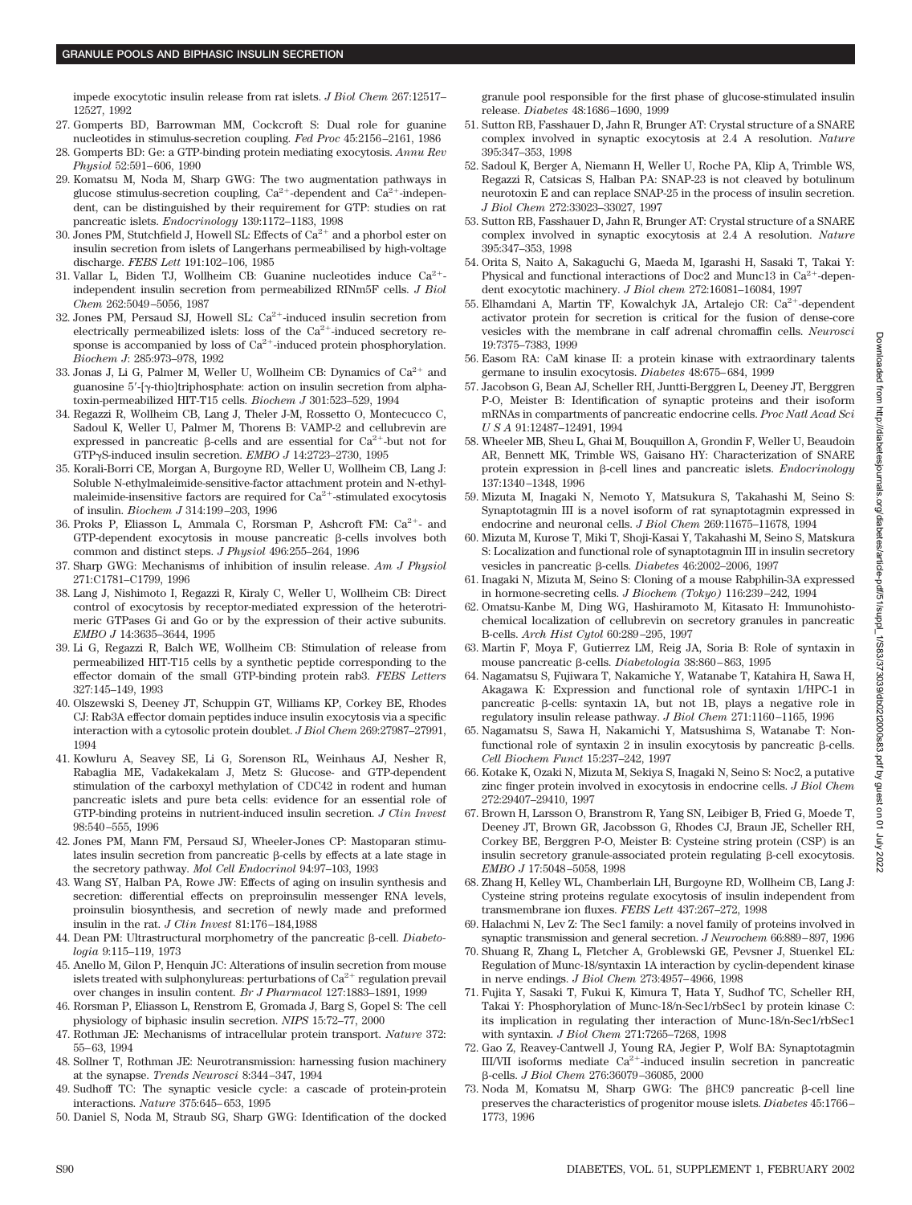impede exocytotic insulin release from rat islets. *J Biol Chem* 267:12517–12527, 1992

27. Gomperts BD, Barrowman MM, Cockcroft S: Dual role for guanine nucleotides in stimulus-secretion coupling. *Fed Proc* 45:2156–2161, 1986
28. Gomperts BD: Ge: a GTP-binding protein mediating exocytosis. *Annu Rev Physiol* 52:591–606, 1990
29. Komatsu M, Noda M, Sharp GWG: The two augmentation pathways in glucose stimulus-secretion coupling, $Ca^{2+}$-dependent and $Ca^{2+}$-independent, can be distinguished by their requirement for GTP: studies on rat pancreatic islets. *Endocrinology* 139:1172–1183, 1998
30. Jones PM, Stutchfield J, Howell SL: Effects of $Ca^{2+}$ and a phorbol ester on insulin secretion from islets of Langerhans permeabilised by high-voltage discharge. *FEBS Lett* 191:102–106, 1985
31. Vallar L, Biden TJ, Wollheim CB: Guanine nucleotides induce $Ca^{2+}$-independent insulin secretion from permeabilized RINm5F cells. *J Biol Chem* 262:5049–5056, 1987
32. Jones PM, Persaud SJ, Howell SL: $Ca^{2+}$-induced insulin secretion from electrically permeabilized islets: loss of the $Ca^{2+}$-induced secretory response is accompanied by loss of $Ca^{2+}$-induced protein phosphorylation. *Biochem J*: 285:973–978, 1992
33. Jonas J, Li G, Palmer M, Weller U, Wollheim CB: Dynamics of $Ca^{2+}$ and guanosine 5′-[γ-thio]triphosphate: action on insulin secretion from alpha-toxin-permeabilized HIT-T15 cells. *Biochem J* 301:523–529, 1994
34. Regazzi R, Wollheim CB, Lang J, Theler J-M, Rossetto O, Montecucco C, Sadoul K, Weller U, Palmer M, Thorens B: VAMP-2 and cellubrevin are expressed in pancreatic β-cells and are essential for $Ca^{2+}$-but not for GTPγS-induced insulin secretion. *EMBO J* 14:2723–2730, 1995
35. Korali-Borri CE, Morgan A, Burgoyne RD, Weller U, Wollheim CB, Lang J: Soluble N-ethylmaleimide-sensitive-factor attachment protein and N-ethylmaleimide-insensitive factors are required for $Ca^{2+}$-stimulated exocytosis of insulin. *Biochem J* 314:199–203, 1996
36. Proks P, Eliasson L, Ammala C, Rorsman P, Ashcroft FM: $Ca^{2+}$- and GTP-dependent exocytosis in mouse pancreatic β-cells involves both common and distinct steps. *J Physiol* 496:255–264, 1996
37. Sharp GWG: Mechanisms of inhibition of insulin release. *Am J Physiol* 271:C1781–C1799, 1996
38. Lang J, Nishimoto I, Regazzi R, Kiraly C, Weller U, Wollheim CB: Direct control of exocytosis by receptor-mediated expression of the heterotrimeric GTPases Gi and Go or by the expression of their active subunits. *EMBO J* 14:3635–3644, 1995
39. Li G, Regazzi R, Balch WE, Wollheim CB: Stimulation of release from permeabilized HIT-T15 cells by a synthetic peptide corresponding to the effector domain of the small GTP-binding protein rab3. *FEBS Letters* 327:145–149, 1993
40. Olszewski S, Deeney JT, Schuppin GT, Williams KP, Corkey BE, Rhodes CJ: Rab3A effector domain peptides induce insulin exocytosis via a specific interaction with a cytosolic protein doublet. *J Biol Chem* 269:27987–27991, 1994
41. Kowluru A, Seavey SE, Li G, Sorenson RL, Weinhaus AJ, Nesher R, Rabaglia ME, Vadakekalam J, Metz S: Glucose- and GTP-dependent stimulation of the carboxyl methylation of CDC42 in rodent and human pancreatic islets and pure beta cells: evidence for an essential role of GTP-binding proteins in nutrient-induced insulin secretion. *J Clin Invest* 98:540–555, 1996
42. Jones PM, Mann FM, Persaud SJ, Wheeler-Jones CP: Mastoparan stimulates insulin secretion from pancreatic β-cells by effects at a late stage in the secretory pathway. *Mol Cell Endocrinol* 94:97–103, 1993
43. Wang SY, Halban PA, Rowe JW: Effects of aging on insulin synthesis and secretion: differential effects on preproinsulin messenger RNA levels, proinsulin biosynthesis, and secretion of newly made and preformed insulin in the rat. *J Clin Invest* 81:176–184,1988
44. Dean PM: Ultrastructural morphometry of the pancreatic β-cell. *Diabetologia* 9:115–119, 1973
45. Anello M, Gilon P, Henquin JC: Alterations of insulin secretion from mouse islets treated with sulphonylureas: perturbations of $Ca^{2+}$ regulation prevail over changes in insulin content. *Br J Pharmacol* 127:1883–1891, 1999
46. Rorsman P, Eliasson L, Renstrom E, Gromada J, Barg S, Gopel S: The cell physiology of biphasic insulin secretion. *NIPS* 15:72–77, 2000
47. Rothman JE: Mechanisms of intracellular protein transport. *Nature* 372: 55–63, 1994
48. Sollner T, Rothman JE: Neurotransmission: harnessing fusion machinery at the synapse. *Trends Neurosci* 8:344–347, 1994
49. Sudhoff TC: The synaptic vesicle cycle: a cascade of protein-protein interactions. *Nature* 375:645–653, 1995
50. Daniel S, Noda M, Straub SG, Sharp GWG: Identification of the docked granule pool responsible for the first phase of glucose-stimulated insulin release. *Diabetes* 48:1686–1690, 1999
51. Sutton RB, Fasshauer D, Jahn R, Brunger AT: Crystal structure of a SNARE complex involved in synaptic exocytosis at 2.4 A resolution. *Nature* 395:347–353, 1998
52. Sadoul K, Berger A, Niemann H, Weller U, Roche PA, Klip A, Trimble WS, Regazzi R, Catsicas S, Halban PA: SNAP-23 is not cleaved by botulinum neurotoxin E and can replace SNAP-25 in the process of insulin secretion. *J Biol Chem* 272:33023–33027, 1997
53. Sutton RB, Fasshauer D, Jahn R, Brunger AT: Crystal structure of a SNARE complex involved in synaptic exocytosis at 2.4 A resolution. *Nature* 395:347–353, 1998
54. Orita S, Naito A, Sakaguchi G, Maeda M, Igarashi H, Sasaki T, Takai Y: Physical and functional interactions of Doc2 and Munc13 in $Ca^{2+}$-dependent exocytotic machinery. *J Biol chem* 272:16081–16084, 1997
55. Elhamdani A, Martin TF, Kowalchyk JA, Artalejo CR: $Ca^{2+}$-dependent activator protein for secretion is critical for the fusion of dense-core vesicles with the membrane in calf adrenal chromaffin cells. *Neurosci* 19:7375–7383, 1999
56. Easom RA: CaM kinase II: a protein kinase with extraordinary talents germane to insulin exocytosis. *Diabetes* 48:675–684, 1999
57. Jacobson G, Bean AJ, Scheller RH, Juntti-Berggren L, Deeney JT, Berggren P-O, Meister B: Identification of synaptic proteins and their isoform mRNAs in compartments of pancreatic endocrine cells. *Proc Natl Acad Sci U S A* 91:12487–12491, 1994
58. Wheeler MB, Sheu L, Ghai M, Bouquillon A, Grondin F, Weller U, Beaudoin AR, Bennett MK, Trimble WS, Gaisano HY: Characterization of SNARE protein expression in β-cell lines and pancreatic islets. *Endocrinology* 137:1340–1348, 1996
59. Mizuta M, Inagaki N, Nemoto Y, Matsukura S, Takahashi M, Seino S: Synaptotagmin III is a novel isoform of rat synaptotagmin expressed in endocrine and neuronal cells. *J Biol Chem* 269:11675–11678, 1994
60. Mizuta M, Kurose T, Miki T, Shoji-Kasai Y, Takahashi M, Seino S, Matskura S: Localization and functional role of synaptotagmin III in insulin secretory vesicles in pancreatic β-cells. *Diabetes* 46:2002–2006, 1997
61. Inagaki N, Mizuta M, Seino S: Cloning of a mouse Rabphilin-3A expressed in hormone-secreting cells. *J Biochem (Tokyo)* 116:239–242, 1994
62. Omatsu-Kanbe M, Ding WG, Hashiramoto M, Kitasato H: Immunohistochemical localization of cellubrevin on secretory granules in pancreatic B-cells. *Arch Hist Cytol* 60:289–295, 1997
63. Martin F, Moya F, Gutierrez LM, Reig JA, Soria B: Role of syntaxin in mouse pancreatic β-cells. *Diabetologia* 38:860–863, 1995
64. Nagamatsu S, Fujiwara T, Nakamiche Y, Watanabe T, Katahira H, Sawa H, Akagawa K: Expression and functional role of syntaxin 1/HPC-1 in pancreatic β-cells: syntaxin 1A, but not 1B, plays a negative role in regulatory insulin release pathway. *J Biol Chem* 271:1160–1165, 1996
65. Nagamatsu S, Sawa H, Nakamichi Y, Matsushima S, Watanabe T: Non-functional role of syntaxin 2 in insulin exocytosis by pancreatic β-cells. *Cell Biochem Funct* 15:237–242, 1997
66. Kotake K, Ozaki N, Mizuta M, Sekiya S, Inagaki N, Seino S: Noc2, a putative zinc finger protein involved in exocytosis in endocrine cells. *J Biol Chem* 272:29407–29410, 1997
67. Brown H, Larsson O, Branstrom R, Yang SN, Leibiger B, Fried G, Moede T, Deeney JT, Brown GR, Jacobsson G, Rhodes CJ, Braun JE, Scheller RH, Corkey BE, Berggren P-O, Meister B: Cysteine string protein (CSP) is an insulin secretory granule-associated protein regulating β-cell exocytosis. *EMBO J* 17:5048–5058, 1998
68. Zhang H, Kelley WL, Chamberlain LH, Burgoyne RD, Wollheim CB, Lang J: Cysteine string proteins regulate exocytosis of insulin independent from transmembrane ion fluxes. *FEBS Lett* 437:267–272, 1998
69. Halachmi N, Lev Z: The Sec1 family: a novel family of proteins involved in synaptic transmission and general secretion. *J Neurochem* 66:889–897, 1996
70. Shuang R, Zhang L, Fletcher A, Groblewski GE, Pevsner J, Stuenkel EL: Regulation of Munc-18/syntaxin 1A interaction by cyclin-dependent kinase in nerve endings. *J Biol Chem* 273:4957–4966, 1998
71. Fujita Y, Sasaki T, Fukui K, Kimura T, Hata Y, Sudhof TC, Scheller RH, Takai Y: Phosphorylation of Munc-18/n-Sec1/rbSec1 by protein kinase C: its implication in regulating their interaction of Munc-18/n-Sec1/rbSec1 with syntaxin. *J Biol Chem* 271:7265–7268, 1998
72. Gao Z, Reavey-Cantwell J, Young RA, Jegier P, Wolf BA: Synaptotagmin III/VII isoforms mediate $Ca^{2+}$-induced insulin secretion in pancreatic β-cells. *J Biol Chem* 276:36079–36085, 2000
73. Noda M, Komatsu M, Sharp GWG: The βHC9 pancreatic β-cell line preserves the characteristics of progenitor mouse islets. *Diabetes* 45:1766–1773, 1996